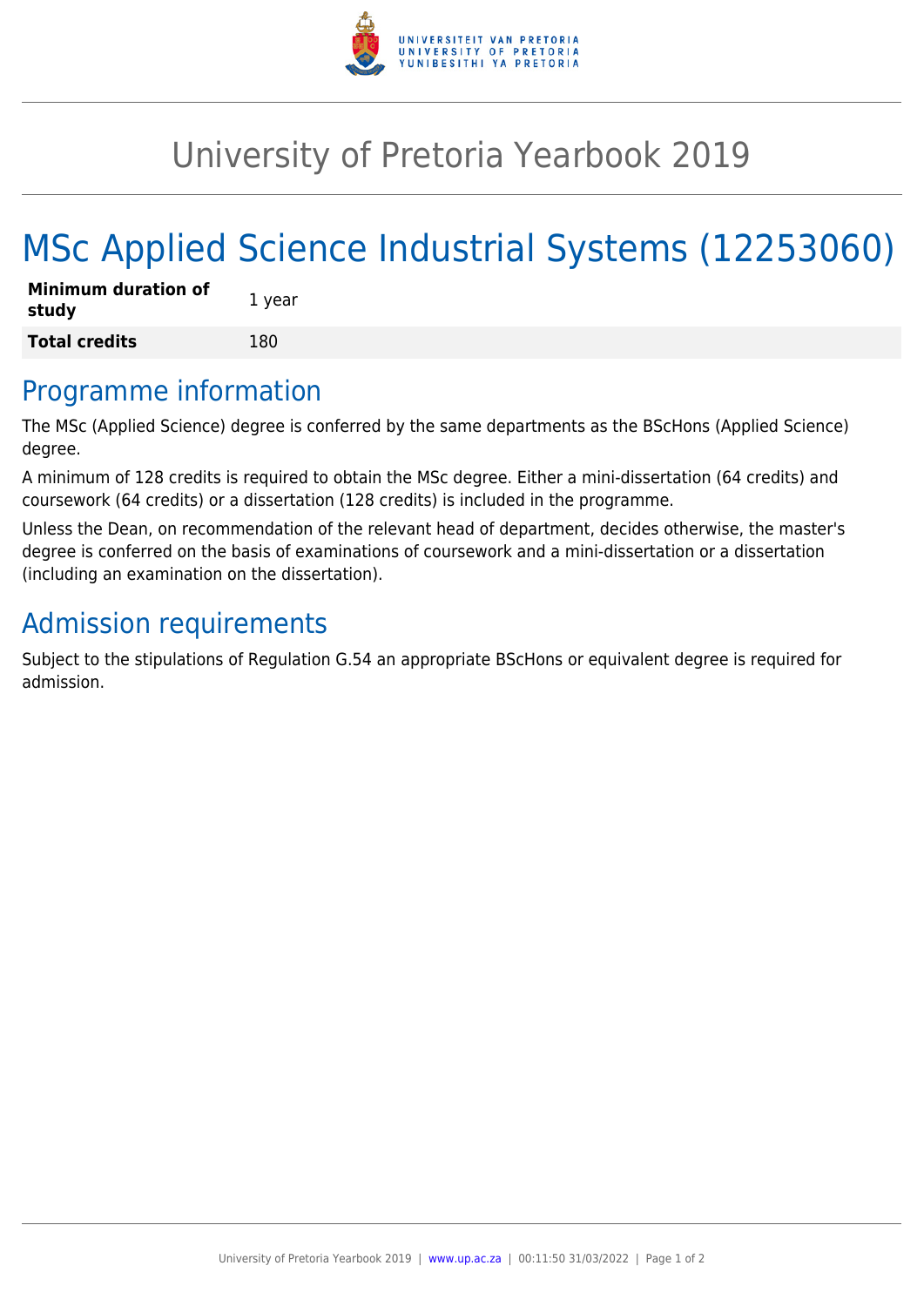# University of Pretoria Yearbook 2019

# MSc Applied Science Industrial Systems (12253060)

| **Minimum duration of study** | 1 year |
| --- | --- |
| **Total credits** | 180 |

## Programme information

The MSc (Applied Science) degree is conferred by the same departments as the BScHons (Applied Science) degree.

A minimum of 128 credits is required to obtain the MSc degree. Either a mini-dissertation (64 credits) and coursework (64 credits) or a dissertation (128 credits) is included in the programme.

Unless the Dean, on recommendation of the relevant head of department, decides otherwise, the master's degree is conferred on the basis of examinations of coursework and a mini-dissertation or a dissertation (including an examination on the dissertation).

## Admission requirements

Subject to the stipulations of Regulation G.54 an appropriate BScHons or equivalent degree is required for admission.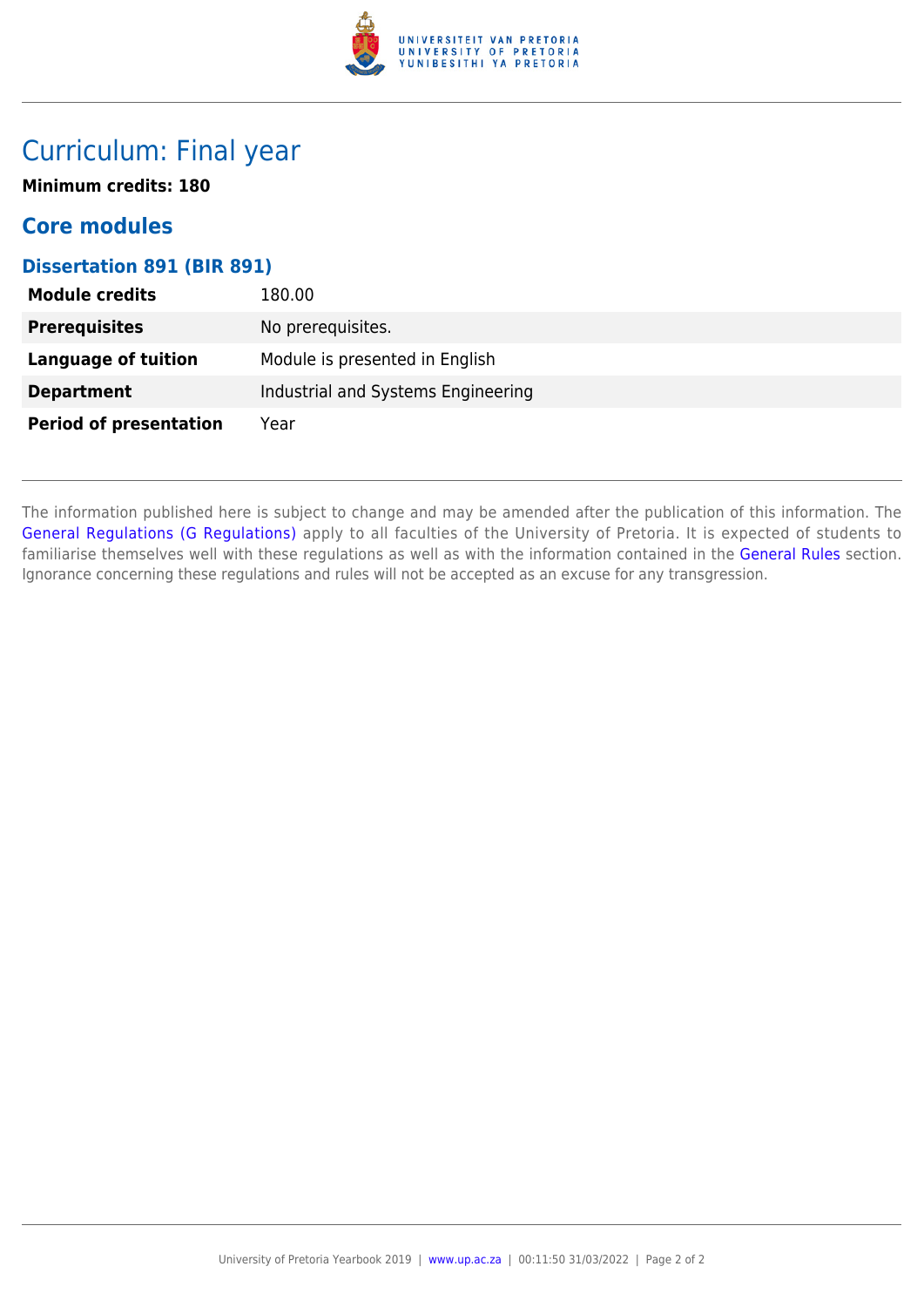# Curriculum: Final year

**Minimum credits: 180**

## Core modules

### Dissertation 891 (BIR 891)

| | |
|---|---|
| **Module credits** | 180.00 |
| **Prerequisites** | No prerequisites. |
| **Language of tuition** | Module is presented in English |
| **Department** | Industrial and Systems Engineering |
| **Period of presentation** | Year |

The information published here is subject to change and may be amended after the publication of this information. The General Regulations (G Regulations) apply to all faculties of the University of Pretoria. It is expected of students to familiarise themselves well with these regulations as well as with the information contained in the General Rules section. Ignorance concerning these regulations and rules will not be accepted as an excuse for any transgression.